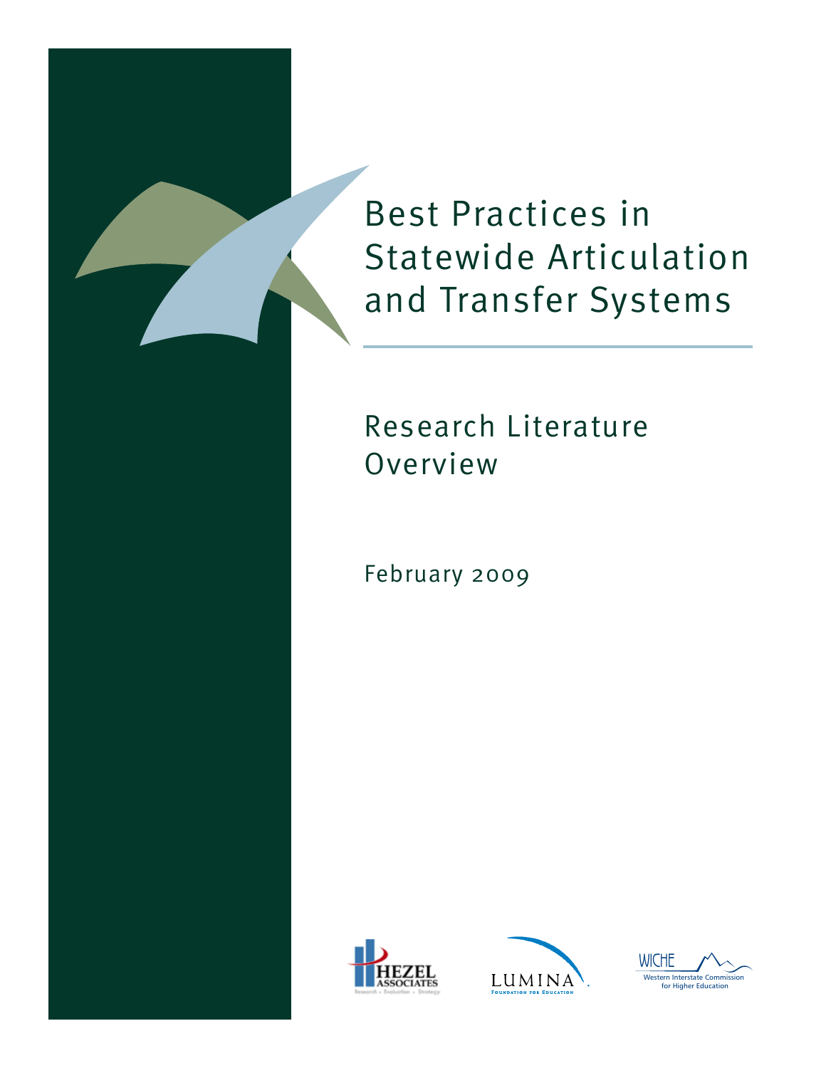# Best Practices in Statewide Articulation and Transfer Systems

## Research Literature Overview

February 2009

HEZEL ASSOCIATES
Research • Evaluation • Strategy

LUMINA
Foundation for Education

WICHE
Western Interstate Commission for Higher Education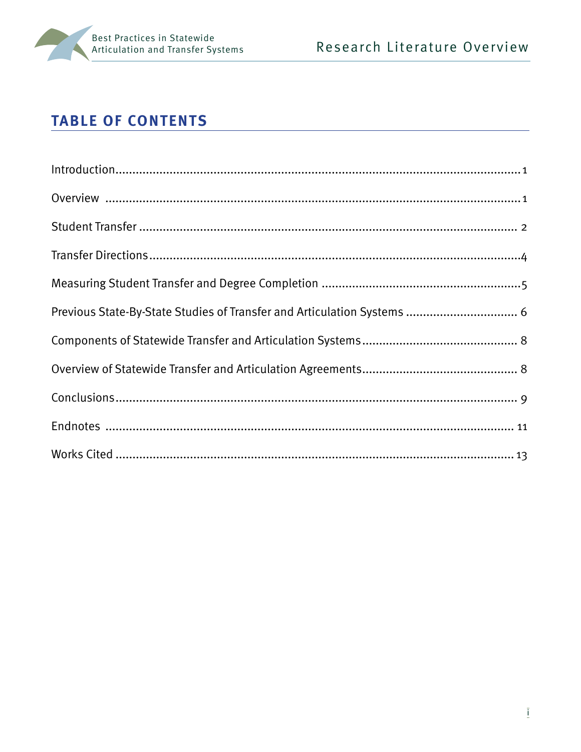# TABLE OF CONTENTS

Introduction ........................................................................................................ 1

Overview ............................................................................................................. 1

Student Transfer .................................................................................................. 2

Transfer Directions .............................................................................................. 4

Measuring Student Transfer and Degree Completion ........................................... 5

Previous State-By-State Studies of Transfer and Articulation Systems .................. 6

Components of Statewide Transfer and Articulation Systems ............................... 8

Overview of Statewide Transfer and Articulation Agreements ............................... 8

Conclusions ......................................................................................................... 9

Endnotes ............................................................................................................ 11

Works Cited ........................................................................................................ 13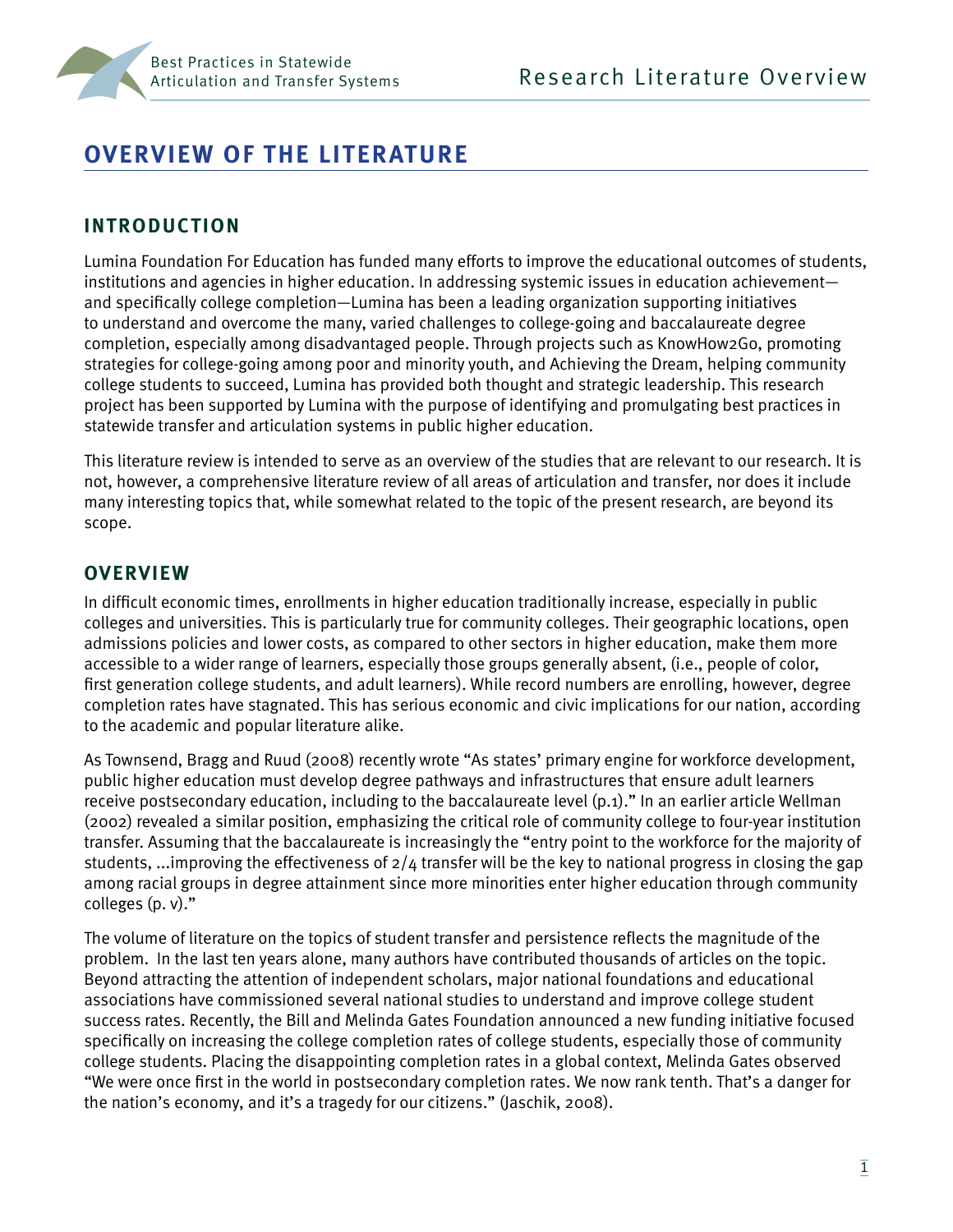# OVERVIEW OF THE LITERATURE

## INTRODUCTION

Lumina Foundation For Education has funded many efforts to improve the educational outcomes of students, institutions and agencies in higher education. In addressing systemic issues in education achievement—and specifically college completion—Lumina has been a leading organization supporting initiatives to understand and overcome the many, varied challenges to college-going and baccalaureate degree completion, especially among disadvantaged people. Through projects such as KnowHow2Go, promoting strategies for college-going among poor and minority youth, and Achieving the Dream, helping community college students to succeed, Lumina has provided both thought and strategic leadership. This research project has been supported by Lumina with the purpose of identifying and promulgating best practices in statewide transfer and articulation systems in public higher education.

This literature review is intended to serve as an overview of the studies that are relevant to our research. It is not, however, a comprehensive literature review of all areas of articulation and transfer, nor does it include many interesting topics that, while somewhat related to the topic of the present research, are beyond its scope.

## OVERVIEW

In difficult economic times, enrollments in higher education traditionally increase, especially in public colleges and universities. This is particularly true for community colleges. Their geographic locations, open admissions policies and lower costs, as compared to other sectors in higher education, make them more accessible to a wider range of learners, especially those groups generally absent, (i.e., people of color, first generation college students, and adult learners). While record numbers are enrolling, however, degree completion rates have stagnated. This has serious economic and civic implications for our nation, according to the academic and popular literature alike.

As Townsend, Bragg and Ruud (2008) recently wrote "As states' primary engine for workforce development, public higher education must develop degree pathways and infrastructures that ensure adult learners receive postsecondary education, including to the baccalaureate level (p.1)." In an earlier article Wellman (2002) revealed a similar position, emphasizing the critical role of community college to four-year institution transfer. Assuming that the baccalaureate is increasingly the "entry point to the workforce for the majority of students, ...improving the effectiveness of 2/4 transfer will be the key to national progress in closing the gap among racial groups in degree attainment since more minorities enter higher education through community colleges (p. v)."

The volume of literature on the topics of student transfer and persistence reflects the magnitude of the problem. In the last ten years alone, many authors have contributed thousands of articles on the topic. Beyond attracting the attention of independent scholars, major national foundations and educational associations have commissioned several national studies to understand and improve college student success rates. Recently, the Bill and Melinda Gates Foundation announced a new funding initiative focused specifically on increasing the college completion rates of college students, especially those of community college students. Placing the disappointing completion rates in a global context, Melinda Gates observed "We were once first in the world in postsecondary completion rates. We now rank tenth. That's a danger for the nation's economy, and it's a tragedy for our citizens." (Jaschik, 2008).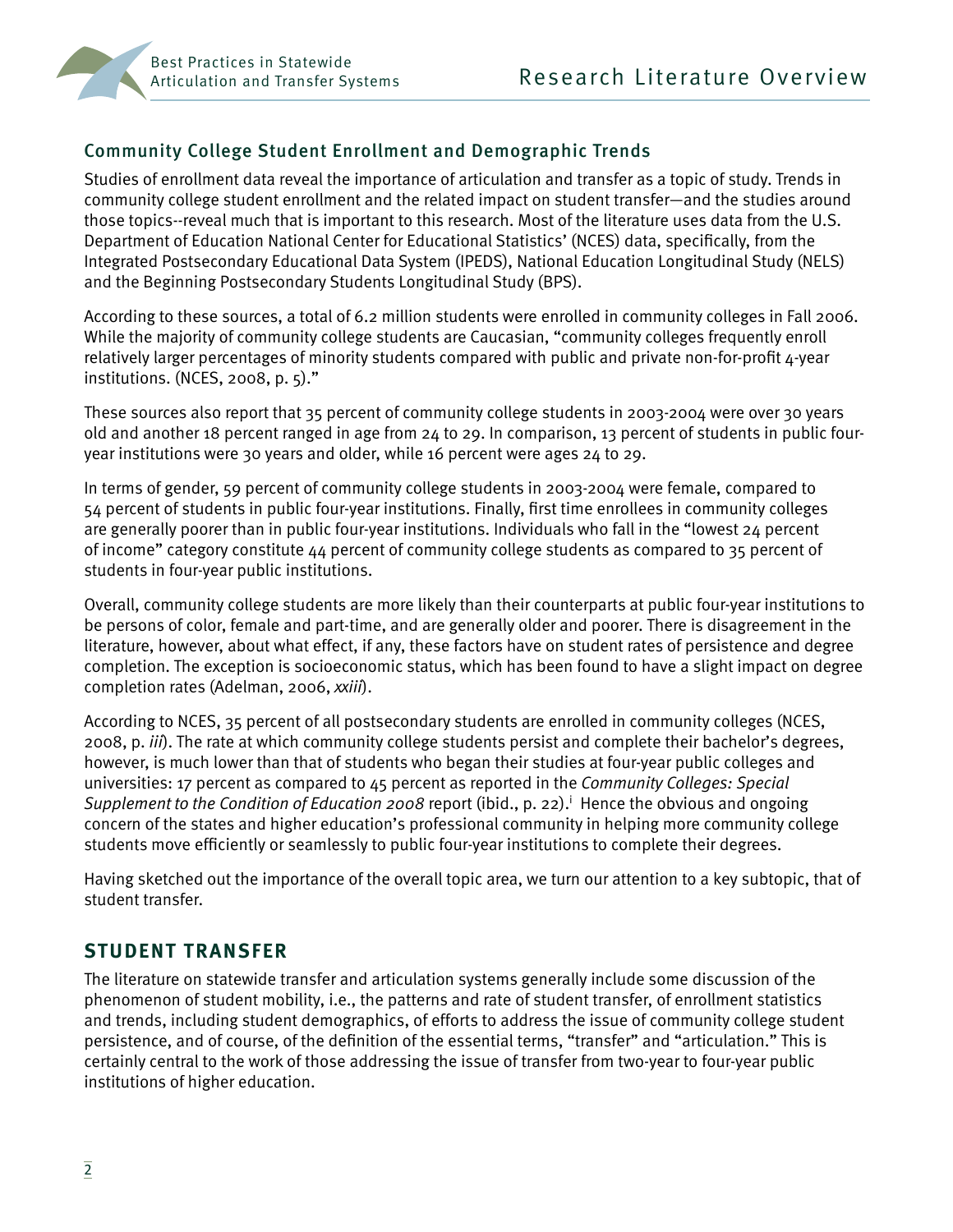## Community College Student Enrollment and Demographic Trends

Studies of enrollment data reveal the importance of articulation and transfer as a topic of study. Trends in community college student enrollment and the related impact on student transfer—and the studies around those topics--reveal much that is important to this research. Most of the literature uses data from the U.S. Department of Education National Center for Educational Statistics' (NCES) data, specifically, from the Integrated Postsecondary Educational Data System (IPEDS), National Education Longitudinal Study (NELS) and the Beginning Postsecondary Students Longitudinal Study (BPS).

According to these sources, a total of 6.2 million students were enrolled in community colleges in Fall 2006. While the majority of community college students are Caucasian, "community colleges frequently enroll relatively larger percentages of minority students compared with public and private non-for-profit 4-year institutions. (NCES, 2008, p. 5)."

These sources also report that 35 percent of community college students in 2003-2004 were over 30 years old and another 18 percent ranged in age from 24 to 29. In comparison, 13 percent of students in public four-year institutions were 30 years and older, while 16 percent were ages 24 to 29.

In terms of gender, 59 percent of community college students in 2003-2004 were female, compared to 54 percent of students in public four-year institutions. Finally, first time enrollees in community colleges are generally poorer than in public four-year institutions. Individuals who fall in the "lowest 24 percent of income" category constitute 44 percent of community college students as compared to 35 percent of students in four-year public institutions.

Overall, community college students are more likely than their counterparts at public four-year institutions to be persons of color, female and part-time, and are generally older and poorer. There is disagreement in the literature, however, about what effect, if any, these factors have on student rates of persistence and degree completion. The exception is socioeconomic status, which has been found to have a slight impact on degree completion rates (Adelman, 2006, *xxiii*).

According to NCES, 35 percent of all postsecondary students are enrolled in community colleges (NCES, 2008, p. *iii*). The rate at which community college students persist and complete their bachelor's degrees, however, is much lower than that of students who began their studies at four-year public colleges and universities: 17 percent as compared to 45 percent as reported in the *Community Colleges: Special Supplement to the Condition of Education 2008* report (ibid., p. 22).[i] Hence the obvious and ongoing concern of the states and higher education's professional community in helping more community college students move efficiently or seamlessly to public four-year institutions to complete their degrees.

Having sketched out the importance of the overall topic area, we turn our attention to a key subtopic, that of student transfer.

## STUDENT TRANSFER

The literature on statewide transfer and articulation systems generally include some discussion of the phenomenon of student mobility, i.e., the patterns and rate of student transfer, of enrollment statistics and trends, including student demographics, of efforts to address the issue of community college student persistence, and of course, of the definition of the essential terms, "transfer" and "articulation." This is certainly central to the work of those addressing the issue of transfer from two-year to four-year public institutions of higher education.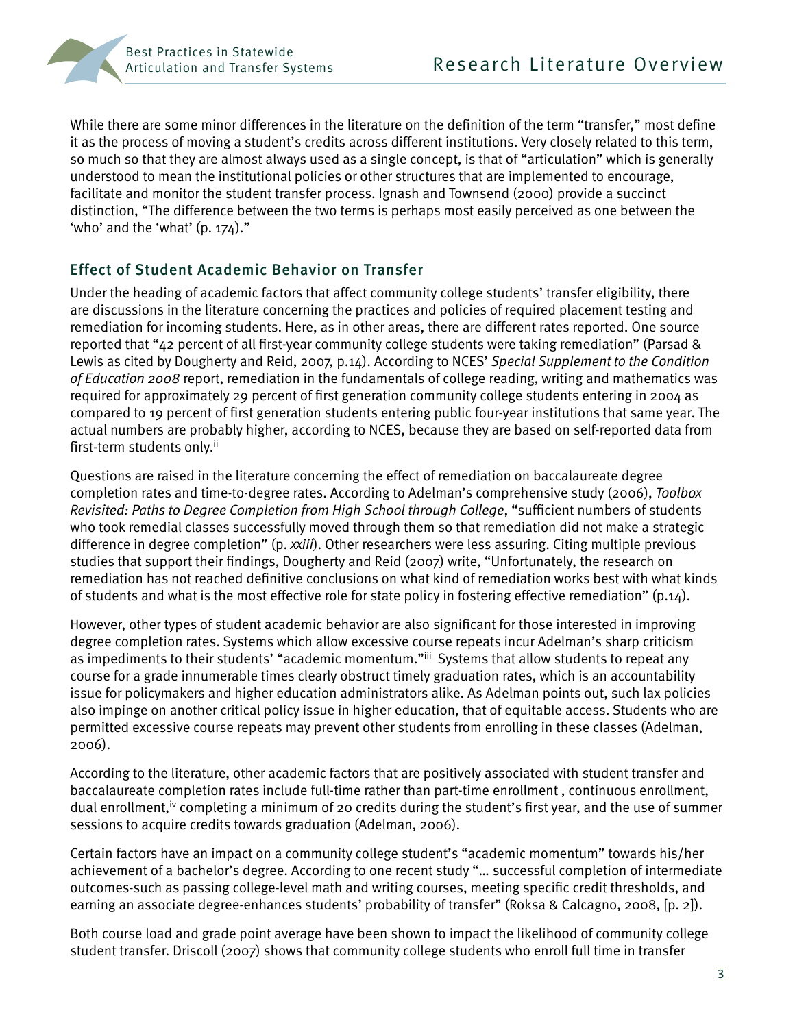While there are some minor differences in the literature on the definition of the term "transfer," most define it as the process of moving a student's credits across different institutions. Very closely related to this term, so much so that they are almost always used as a single concept, is that of "articulation" which is generally understood to mean the institutional policies or other structures that are implemented to encourage, facilitate and monitor the student transfer process. Ignash and Townsend (2000) provide a succinct distinction, "The difference between the two terms is perhaps most easily perceived as one between the 'who' and the 'what' (p. 174)."

## Effect of Student Academic Behavior on Transfer

Under the heading of academic factors that affect community college students' transfer eligibility, there are discussions in the literature concerning the practices and policies of required placement testing and remediation for incoming students. Here, as in other areas, there are different rates reported. One source reported that "42 percent of all first-year community college students were taking remediation" (Parsad & Lewis as cited by Dougherty and Reid, 2007, p.14). According to NCES' *Special Supplement to the Condition of Education 2008* report, remediation in the fundamentals of college reading, writing and mathematics was required for approximately 29 percent of first generation community college students entering in 2004 as compared to 19 percent of first generation students entering public four-year institutions that same year. The actual numbers are probably higher, according to NCES, because they are based on self-reported data from first-term students only.[ii]

Questions are raised in the literature concerning the effect of remediation on baccalaureate degree completion rates and time-to-degree rates. According to Adelman's comprehensive study (2006), *Toolbox Revisited: Paths to Degree Completion from High School through College*, "sufficient numbers of students who took remedial classes successfully moved through them so that remediation did not make a strategic difference in degree completion" (p. *xxiii*). Other researchers were less assuring. Citing multiple previous studies that support their findings, Dougherty and Reid (2007) write, "Unfortunately, the research on remediation has not reached definitive conclusions on what kind of remediation works best with what kinds of students and what is the most effective role for state policy in fostering effective remediation" (p.14).

However, other types of student academic behavior are also significant for those interested in improving degree completion rates. Systems which allow excessive course repeats incur Adelman's sharp criticism as impediments to their students' "academic momentum."[iii] Systems that allow students to repeat any course for a grade innumerable times clearly obstruct timely graduation rates, which is an accountability issue for policymakers and higher education administrators alike. As Adelman points out, such lax policies also impinge on another critical policy issue in higher education, that of equitable access. Students who are permitted excessive course repeats may prevent other students from enrolling in these classes (Adelman, 2006).

According to the literature, other academic factors that are positively associated with student transfer and baccalaureate completion rates include full-time rather than part-time enrollment , continuous enrollment, dual enrollment,[iv] completing a minimum of 20 credits during the student's first year, and the use of summer sessions to acquire credits towards graduation (Adelman, 2006).

Certain factors have an impact on a community college student's "academic momentum" towards his/her achievement of a bachelor's degree. According to one recent study "… successful completion of intermediate outcomes-such as passing college-level math and writing courses, meeting specific credit thresholds, and earning an associate degree-enhances students' probability of transfer" (Roksa & Calcagno, 2008, [p. 2]).

Both course load and grade point average have been shown to impact the likelihood of community college student transfer. Driscoll (2007) shows that community college students who enroll full time in transfer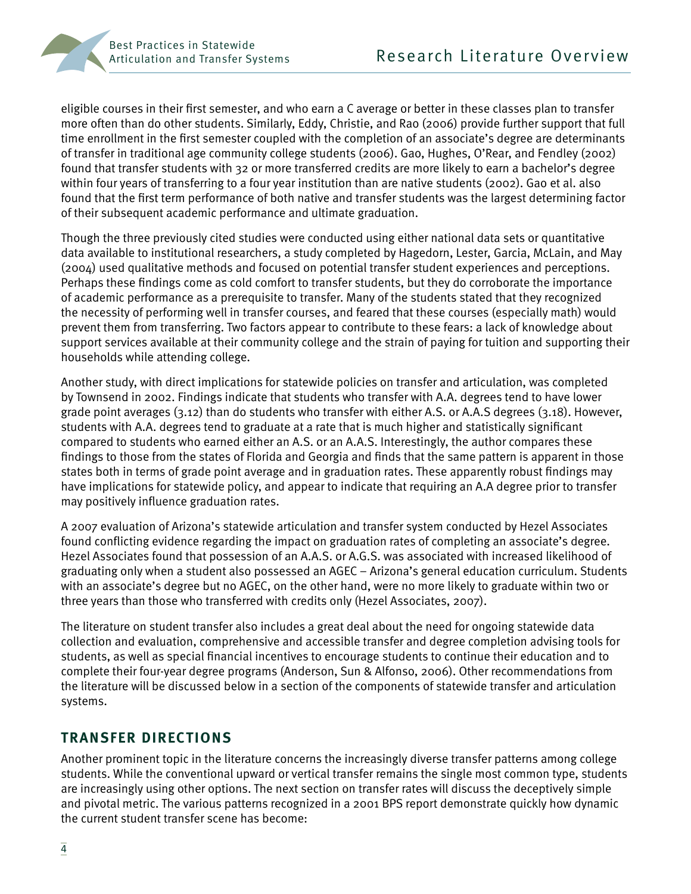eligible courses in their first semester, and who earn a C average or better in these classes plan to transfer more often than do other students. Similarly, Eddy, Christie, and Rao (2006) provide further support that full time enrollment in the first semester coupled with the completion of an associate's degree are determinants of transfer in traditional age community college students (2006). Gao, Hughes, O'Rear, and Fendley (2002) found that transfer students with 32 or more transferred credits are more likely to earn a bachelor's degree within four years of transferring to a four year institution than are native students (2002). Gao et al. also found that the first term performance of both native and transfer students was the largest determining factor of their subsequent academic performance and ultimate graduation.

Though the three previously cited studies were conducted using either national data sets or quantitative data available to institutional researchers, a study completed by Hagedorn, Lester, Garcia, McLain, and May (2004) used qualitative methods and focused on potential transfer student experiences and perceptions. Perhaps these findings come as cold comfort to transfer students, but they do corroborate the importance of academic performance as a prerequisite to transfer. Many of the students stated that they recognized the necessity of performing well in transfer courses, and feared that these courses (especially math) would prevent them from transferring. Two factors appear to contribute to these fears: a lack of knowledge about support services available at their community college and the strain of paying for tuition and supporting their households while attending college.

Another study, with direct implications for statewide policies on transfer and articulation, was completed by Townsend in 2002. Findings indicate that students who transfer with A.A. degrees tend to have lower grade point averages (3.12) than do students who transfer with either A.S. or A.A.S degrees (3.18). However, students with A.A. degrees tend to graduate at a rate that is much higher and statistically significant compared to students who earned either an A.S. or an A.A.S. Interestingly, the author compares these findings to those from the states of Florida and Georgia and finds that the same pattern is apparent in those states both in terms of grade point average and in graduation rates. These apparently robust findings may have implications for statewide policy, and appear to indicate that requiring an A.A degree prior to transfer may positively influence graduation rates.

A 2007 evaluation of Arizona's statewide articulation and transfer system conducted by Hezel Associates found conflicting evidence regarding the impact on graduation rates of completing an associate's degree. Hezel Associates found that possession of an A.A.S. or A.G.S. was associated with increased likelihood of graduating only when a student also possessed an AGEC – Arizona's general education curriculum. Students with an associate's degree but no AGEC, on the other hand, were no more likely to graduate within two or three years than those who transferred with credits only (Hezel Associates, 2007).

The literature on student transfer also includes a great deal about the need for ongoing statewide data collection and evaluation, comprehensive and accessible transfer and degree completion advising tools for students, as well as special financial incentives to encourage students to continue their education and to complete their four-year degree programs (Anderson, Sun & Alfonso, 2006). Other recommendations from the literature will be discussed below in a section of the components of statewide transfer and articulation systems.

## TRANSFER DIRECTIONS

Another prominent topic in the literature concerns the increasingly diverse transfer patterns among college students. While the conventional upward or vertical transfer remains the single most common type, students are increasingly using other options. The next section on transfer rates will discuss the deceptively simple and pivotal metric. The various patterns recognized in a 2001 BPS report demonstrate quickly how dynamic the current student transfer scene has become: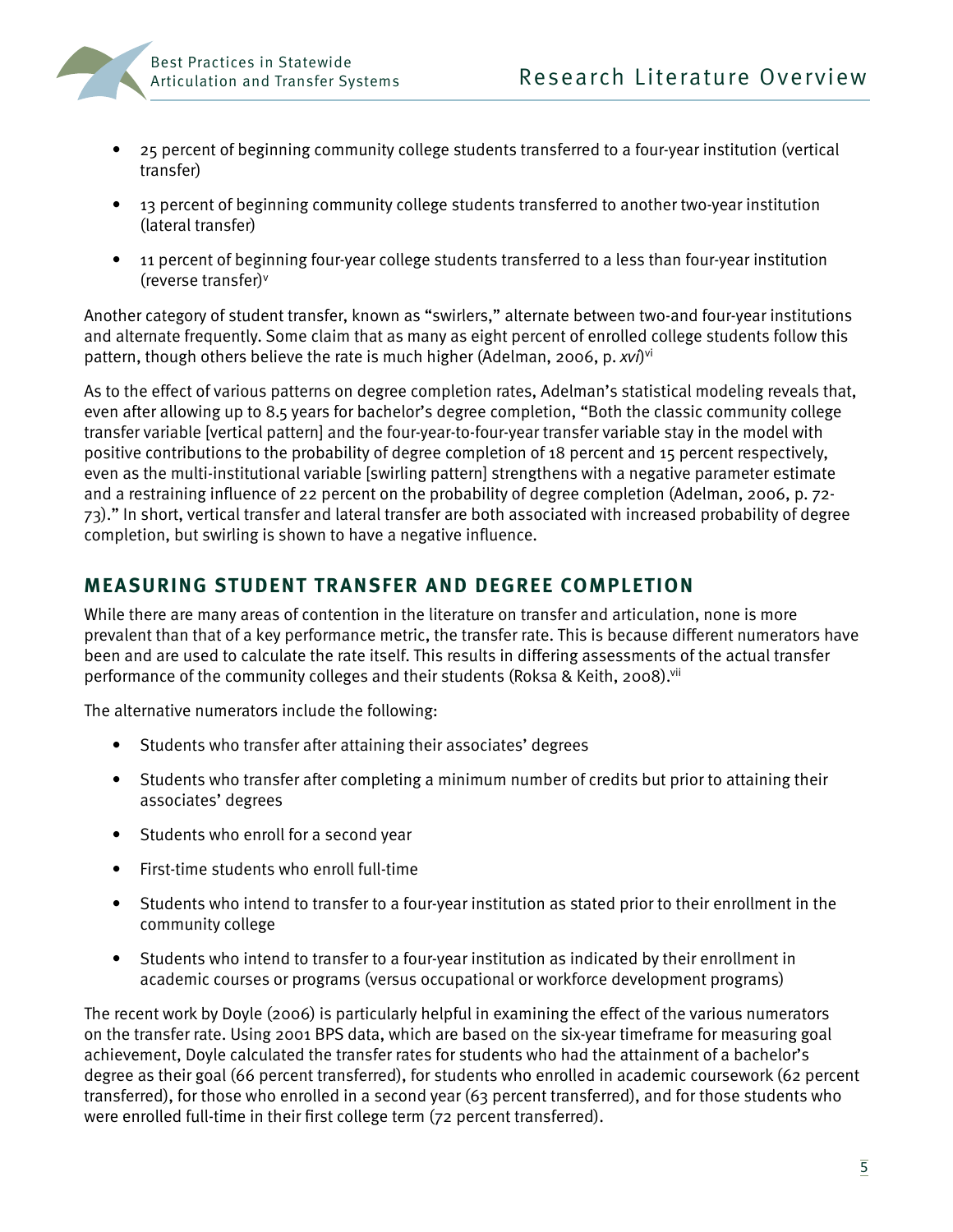- 25 percent of beginning community college students transferred to a four-year institution (vertical transfer)
- 13 percent of beginning community college students transferred to another two-year institution (lateral transfer)
- 11 percent of beginning four-year college students transferred to a less than four-year institution (reverse transfer)[v]

Another category of student transfer, known as "swirlers," alternate between two-and four-year institutions and alternate frequently. Some claim that as many as eight percent of enrolled college students follow this pattern, though others believe the rate is much higher (Adelman, 2006, p. *xvi*)[vi]

As to the effect of various patterns on degree completion rates, Adelman's statistical modeling reveals that, even after allowing up to 8.5 years for bachelor's degree completion, "Both the classic community college transfer variable [vertical pattern] and the four-year-to-four-year transfer variable stay in the model with positive contributions to the probability of degree completion of 18 percent and 15 percent respectively, even as the multi-institutional variable [swirling pattern] strengthens with a negative parameter estimate and a restraining influence of 22 percent on the probability of degree completion (Adelman, 2006, p. 72-73)." In short, vertical transfer and lateral transfer are both associated with increased probability of degree completion, but swirling is shown to have a negative influence.

## MEASURING STUDENT TRANSFER AND DEGREE COMPLETION

While there are many areas of contention in the literature on transfer and articulation, none is more prevalent than that of a key performance metric, the transfer rate. This is because different numerators have been and are used to calculate the rate itself. This results in differing assessments of the actual transfer performance of the community colleges and their students (Roksa & Keith, 2008).[vii]

The alternative numerators include the following:

- Students who transfer after attaining their associates' degrees
- Students who transfer after completing a minimum number of credits but prior to attaining their associates' degrees
- Students who enroll for a second year
- First-time students who enroll full-time
- Students who intend to transfer to a four-year institution as stated prior to their enrollment in the community college
- Students who intend to transfer to a four-year institution as indicated by their enrollment in academic courses or programs (versus occupational or workforce development programs)

The recent work by Doyle (2006) is particularly helpful in examining the effect of the various numerators on the transfer rate. Using 2001 BPS data, which are based on the six-year timeframe for measuring goal achievement, Doyle calculated the transfer rates for students who had the attainment of a bachelor's degree as their goal (66 percent transferred), for students who enrolled in academic coursework (62 percent transferred), for those who enrolled in a second year (63 percent transferred), and for those students who were enrolled full-time in their first college term (72 percent transferred).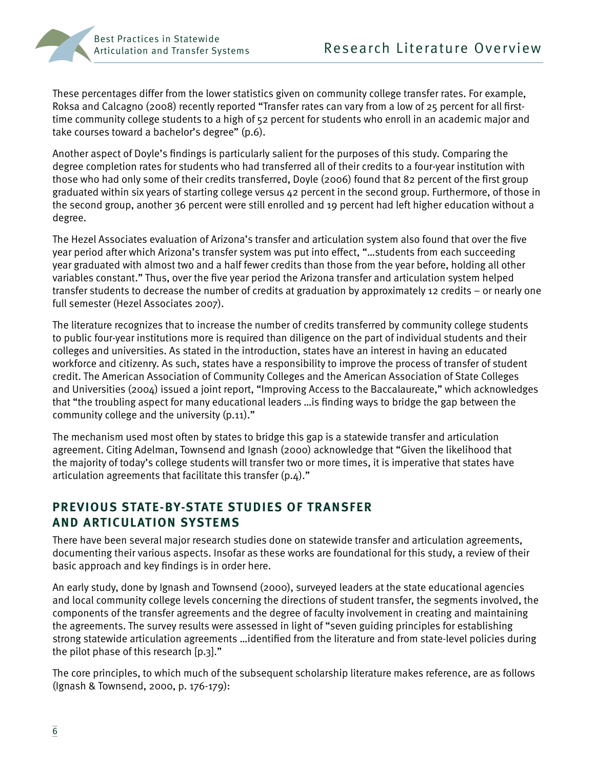These percentages differ from the lower statistics given on community college transfer rates. For example, Roksa and Calcagno (2008) recently reported "Transfer rates can vary from a low of 25 percent for all first-time community college students to a high of 52 percent for students who enroll in an academic major and take courses toward a bachelor's degree" (p.6).

Another aspect of Doyle's findings is particularly salient for the purposes of this study. Comparing the degree completion rates for students who had transferred all of their credits to a four-year institution with those who had only some of their credits transferred, Doyle (2006) found that 82 percent of the first group graduated within six years of starting college versus 42 percent in the second group. Furthermore, of those in the second group, another 36 percent were still enrolled and 19 percent had left higher education without a degree.

The Hezel Associates evaluation of Arizona's transfer and articulation system also found that over the five year period after which Arizona's transfer system was put into effect, "…students from each succeeding year graduated with almost two and a half fewer credits than those from the year before, holding all other variables constant." Thus, over the five year period the Arizona transfer and articulation system helped transfer students to decrease the number of credits at graduation by approximately 12 credits – or nearly one full semester (Hezel Associates 2007).

The literature recognizes that to increase the number of credits transferred by community college students to public four-year institutions more is required than diligence on the part of individual students and their colleges and universities. As stated in the introduction, states have an interest in having an educated workforce and citizenry. As such, states have a responsibility to improve the process of transfer of student credit. The American Association of Community Colleges and the American Association of State Colleges and Universities (2004) issued a joint report, "Improving Access to the Baccalaureate," which acknowledges that "the troubling aspect for many educational leaders …is finding ways to bridge the gap between the community college and the university (p.11)."

The mechanism used most often by states to bridge this gap is a statewide transfer and articulation agreement. Citing Adelman, Townsend and Ignash (2000) acknowledge that "Given the likelihood that the majority of today's college students will transfer two or more times, it is imperative that states have articulation agreements that facilitate this transfer (p.4)."

## PREVIOUS STATE-BY-STATE STUDIES OF TRANSFER AND ARTICULATION SYSTEMS

There have been several major research studies done on statewide transfer and articulation agreements, documenting their various aspects. Insofar as these works are foundational for this study, a review of their basic approach and key findings is in order here.

An early study, done by Ignash and Townsend (2000), surveyed leaders at the state educational agencies and local community college levels concerning the directions of student transfer, the segments involved, the components of the transfer agreements and the degree of faculty involvement in creating and maintaining the agreements. The survey results were assessed in light of "seven guiding principles for establishing strong statewide articulation agreements …identified from the literature and from state-level policies during the pilot phase of this research [p.3]."

The core principles, to which much of the subsequent scholarship literature makes reference, are as follows (Ignash & Townsend, 2000, p. 176-179):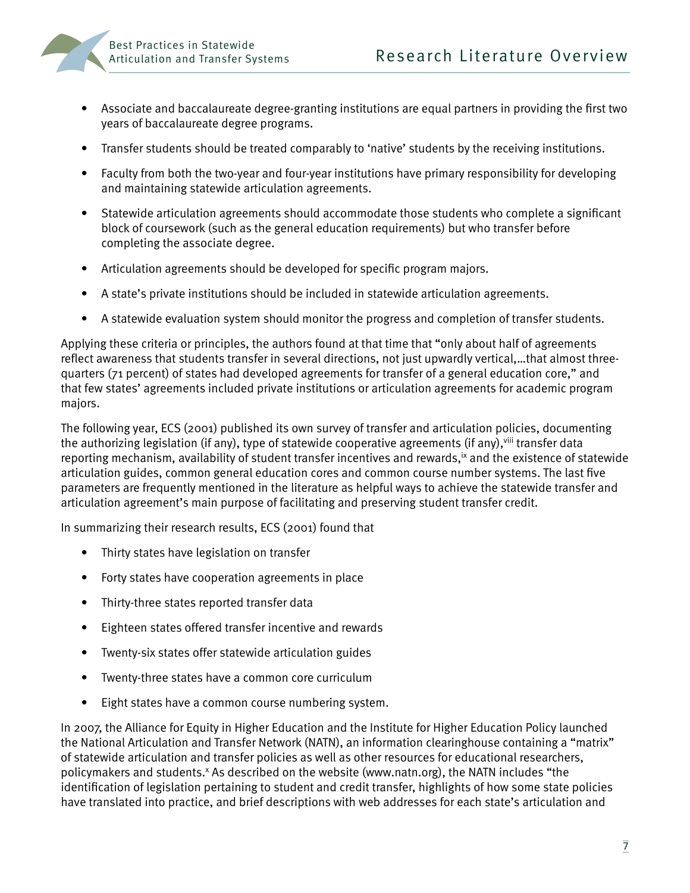- Associate and baccalaureate degree-granting institutions are equal partners in providing the first two years of baccalaureate degree programs.
- Transfer students should be treated comparably to 'native' students by the receiving institutions.
- Faculty from both the two-year and four-year institutions have primary responsibility for developing and maintaining statewide articulation agreements.
- Statewide articulation agreements should accommodate those students who complete a significant block of coursework (such as the general education requirements) but who transfer before completing the associate degree.
- Articulation agreements should be developed for specific program majors.
- A state's private institutions should be included in statewide articulation agreements.
- A statewide evaluation system should monitor the progress and completion of transfer students.

Applying these criteria or principles, the authors found at that time that "only about half of agreements reflect awareness that students transfer in several directions, not just upwardly vertical,…that almost three-quarters (71 percent) of states had developed agreements for transfer of a general education core," and that few states' agreements included private institutions or articulation agreements for academic program majors.

The following year, ECS (2001) published its own survey of transfer and articulation policies, documenting the authorizing legislation (if any), type of statewide cooperative agreements (if any),[viii] transfer data reporting mechanism, availability of student transfer incentives and rewards,[ix] and the existence of statewide articulation guides, common general education cores and common course number systems. The last five parameters are frequently mentioned in the literature as helpful ways to achieve the statewide transfer and articulation agreement's main purpose of facilitating and preserving student transfer credit.

In summarizing their research results, ECS (2001) found that

- Thirty states have legislation on transfer
- Forty states have cooperation agreements in place
- Thirty-three states reported transfer data
- Eighteen states offered transfer incentive and rewards
- Twenty-six states offer statewide articulation guides
- Twenty-three states have a common core curriculum
- Eight states have a common course numbering system.

In 2007, the Alliance for Equity in Higher Education and the Institute for Higher Education Policy launched the National Articulation and Transfer Network (NATN), an information clearinghouse containing a "matrix" of statewide articulation and transfer policies as well as other resources for educational researchers, policymakers and students.[x] As described on the website (www.natn.org), the NATN includes "the identification of legislation pertaining to student and credit transfer, highlights of how some state policies have translated into practice, and brief descriptions with web addresses for each state's articulation and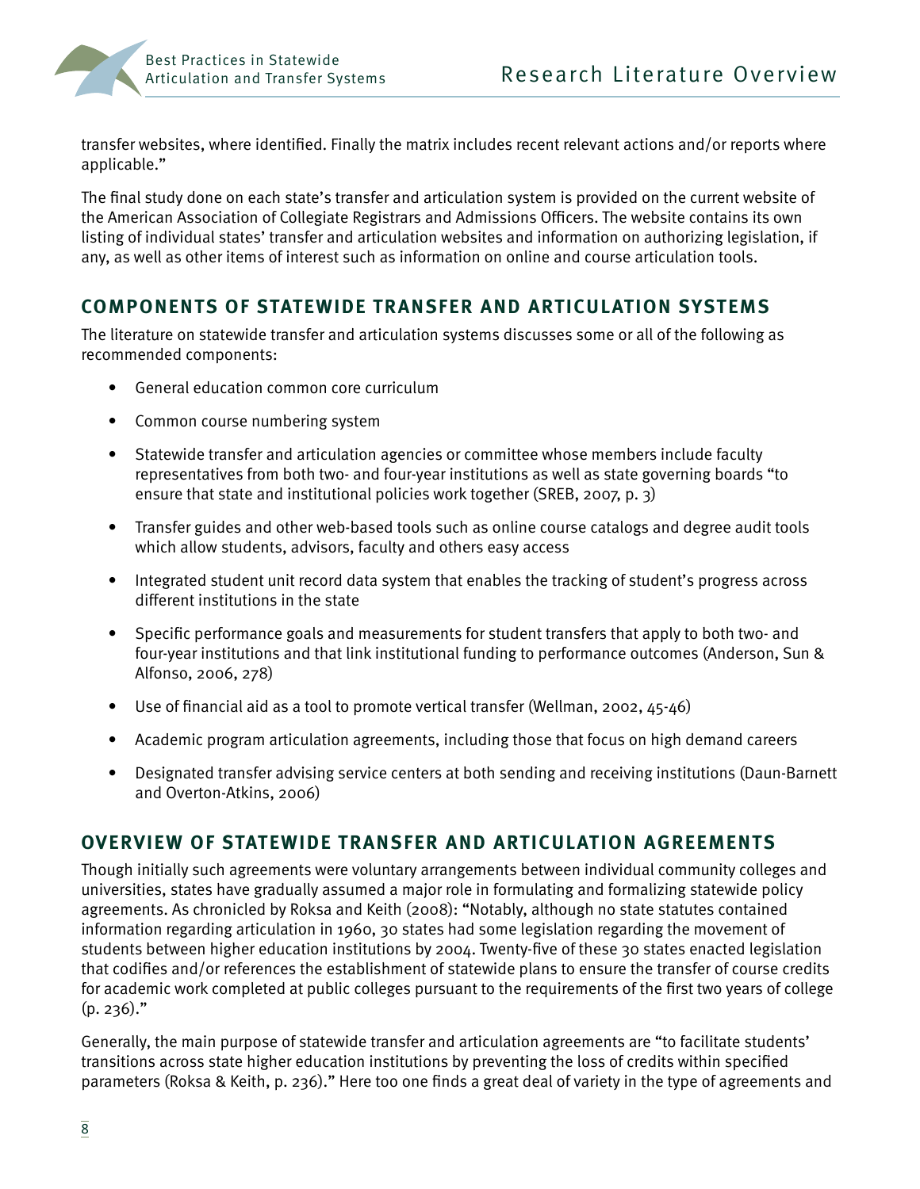transfer websites, where identified. Finally the matrix includes recent relevant actions and/or reports where applicable."

The final study done on each state's transfer and articulation system is provided on the current website of the American Association of Collegiate Registrars and Admissions Officers. The website contains its own listing of individual states' transfer and articulation websites and information on authorizing legislation, if any, as well as other items of interest such as information on online and course articulation tools.

## COMPONENTS OF STATEWIDE TRANSFER AND ARTICULATION SYSTEMS

The literature on statewide transfer and articulation systems discusses some or all of the following as recommended components:

- General education common core curriculum
- Common course numbering system
- Statewide transfer and articulation agencies or committee whose members include faculty representatives from both two- and four-year institutions as well as state governing boards "to ensure that state and institutional policies work together (SREB, 2007, p. 3)
- Transfer guides and other web-based tools such as online course catalogs and degree audit tools which allow students, advisors, faculty and others easy access
- Integrated student unit record data system that enables the tracking of student's progress across different institutions in the state
- Specific performance goals and measurements for student transfers that apply to both two- and four-year institutions and that link institutional funding to performance outcomes (Anderson, Sun & Alfonso, 2006, 278)
- Use of financial aid as a tool to promote vertical transfer (Wellman, 2002, 45-46)
- Academic program articulation agreements, including those that focus on high demand careers
- Designated transfer advising service centers at both sending and receiving institutions (Daun-Barnett and Overton-Atkins, 2006)

## OVERVIEW OF STATEWIDE TRANSFER AND ARTICULATION AGREEMENTS

Though initially such agreements were voluntary arrangements between individual community colleges and universities, states have gradually assumed a major role in formulating and formalizing statewide policy agreements. As chronicled by Roksa and Keith (2008): "Notably, although no state statutes contained information regarding articulation in 1960, 30 states had some legislation regarding the movement of students between higher education institutions by 2004. Twenty-five of these 30 states enacted legislation that codifies and/or references the establishment of statewide plans to ensure the transfer of course credits for academic work completed at public colleges pursuant to the requirements of the first two years of college (p. 236)."

Generally, the main purpose of statewide transfer and articulation agreements are "to facilitate students' transitions across state higher education institutions by preventing the loss of credits within specified parameters (Roksa & Keith, p. 236)." Here too one finds a great deal of variety in the type of agreements and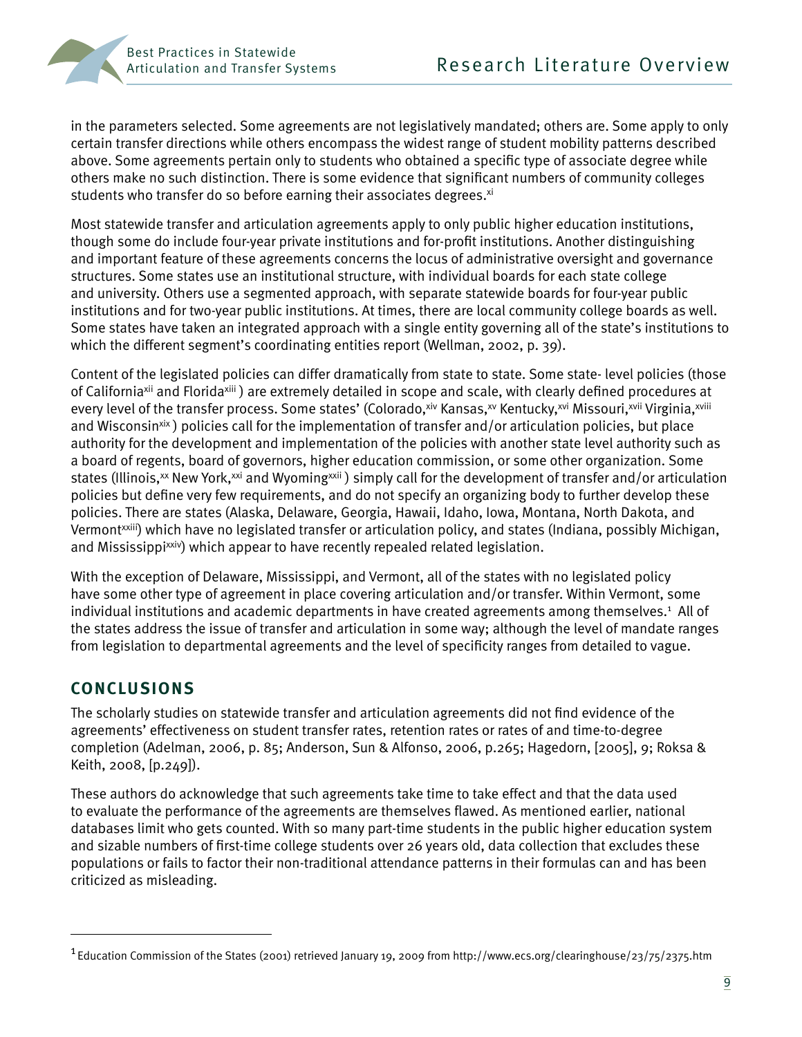in the parameters selected. Some agreements are not legislatively mandated; others are. Some apply to only certain transfer directions while others encompass the widest range of student mobility patterns described above. Some agreements pertain only to students who obtained a specific type of associate degree while others make no such distinction. There is some evidence that significant numbers of community colleges students who transfer do so before earning their associates degrees.[xi]

Most statewide transfer and articulation agreements apply to only public higher education institutions, though some do include four-year private institutions and for-profit institutions. Another distinguishing and important feature of these agreements concerns the locus of administrative oversight and governance structures. Some states use an institutional structure, with individual boards for each state college and university. Others use a segmented approach, with separate statewide boards for four-year public institutions and for two-year public institutions. At times, there are local community college boards as well. Some states have taken an integrated approach with a single entity governing all of the state's institutions to which the different segment's coordinating entities report (Wellman, 2002, p. 39).

Content of the legislated policies can differ dramatically from state to state. Some state- level policies (those of California[xii] and Florida[xiii] ) are extremely detailed in scope and scale, with clearly defined procedures at every level of the transfer process. Some states' (Colorado,[xiv] Kansas,[xv] Kentucky,[xvi] Missouri,[xvii] Virginia,[xviii] and Wisconsin[xix] ) policies call for the implementation of transfer and/or articulation policies, but place authority for the development and implementation of the policies with another state level authority such as a board of regents, board of governors, higher education commission, or some other organization. Some states (Illinois,[xx] New York,[xxi] and Wyoming[xxii] ) simply call for the development of transfer and/or articulation policies but define very few requirements, and do not specify an organizing body to further develop these policies. There are states (Alaska, Delaware, Georgia, Hawaii, Idaho, Iowa, Montana, North Dakota, and Vermont[xxiii]) which have no legislated transfer or articulation policy, and states (Indiana, possibly Michigan, and Mississippi[xxiv]) which appear to have recently repealed related legislation.

With the exception of Delaware, Mississippi, and Vermont, all of the states with no legislated policy have some other type of agreement in place covering articulation and/or transfer. Within Vermont, some individual institutions and academic departments in have created agreements among themselves.[1] All of the states address the issue of transfer and articulation in some way; although the level of mandate ranges from legislation to departmental agreements and the level of specificity ranges from detailed to vague.

## CONCLUSIONS

The scholarly studies on statewide transfer and articulation agreements did not find evidence of the agreements' effectiveness on student transfer rates, retention rates or rates of and time-to-degree completion (Adelman, 2006, p. 85; Anderson, Sun & Alfonso, 2006, p.265; Hagedorn, [2005], 9; Roksa & Keith, 2008, [p.249]).

These authors do acknowledge that such agreements take time to take effect and that the data used to evaluate the performance of the agreements are themselves flawed. As mentioned earlier, national databases limit who gets counted. With so many part-time students in the public higher education system and sizable numbers of first-time college students over 26 years old, data collection that excludes these populations or fails to factor their non-traditional attendance patterns in their formulas can and has been criticized as misleading.

---

[1] Education Commission of the States (2001) retrieved January 19, 2009 from http://www.ecs.org/clearinghouse/23/75/2375.htm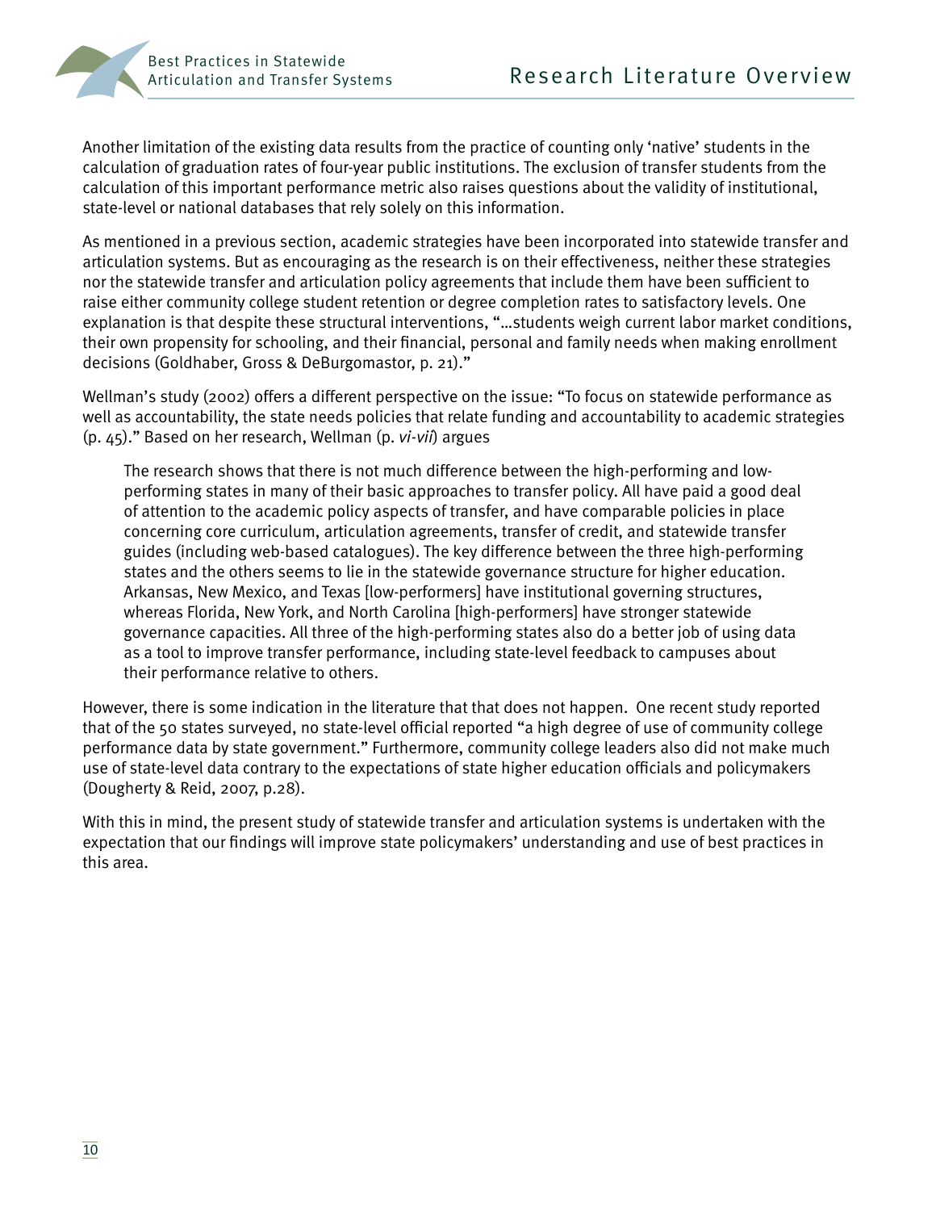Another limitation of the existing data results from the practice of counting only 'native' students in the calculation of graduation rates of four-year public institutions. The exclusion of transfer students from the calculation of this important performance metric also raises questions about the validity of institutional, state-level or national databases that rely solely on this information.

As mentioned in a previous section, academic strategies have been incorporated into statewide transfer and articulation systems. But as encouraging as the research is on their effectiveness, neither these strategies nor the statewide transfer and articulation policy agreements that include them have been sufficient to raise either community college student retention or degree completion rates to satisfactory levels. One explanation is that despite these structural interventions, "…students weigh current labor market conditions, their own propensity for schooling, and their financial, personal and family needs when making enrollment decisions (Goldhaber, Gross & DeBurgomastor, p. 21)."

Wellman's study (2002) offers a different perspective on the issue: "To focus on statewide performance as well as accountability, the state needs policies that relate funding and accountability to academic strategies (p. 45)." Based on her research, Wellman (p. *vi-vii*) argues

> The research shows that there is not much difference between the high-performing and low-performing states in many of their basic approaches to transfer policy. All have paid a good deal of attention to the academic policy aspects of transfer, and have comparable policies in place concerning core curriculum, articulation agreements, transfer of credit, and statewide transfer guides (including web-based catalogues). The key difference between the three high-performing states and the others seems to lie in the statewide governance structure for higher education. Arkansas, New Mexico, and Texas [low-performers] have institutional governing structures, whereas Florida, New York, and North Carolina [high-performers] have stronger statewide governance capacities. All three of the high-performing states also do a better job of using data as a tool to improve transfer performance, including state-level feedback to campuses about their performance relative to others.

However, there is some indication in the literature that that does not happen. One recent study reported that of the 50 states surveyed, no state-level official reported "a high degree of use of community college performance data by state government." Furthermore, community college leaders also did not make much use of state-level data contrary to the expectations of state higher education officials and policymakers (Dougherty & Reid, 2007, p.28).

With this in mind, the present study of statewide transfer and articulation systems is undertaken with the expectation that our findings will improve state policymakers' understanding and use of best practices in this area.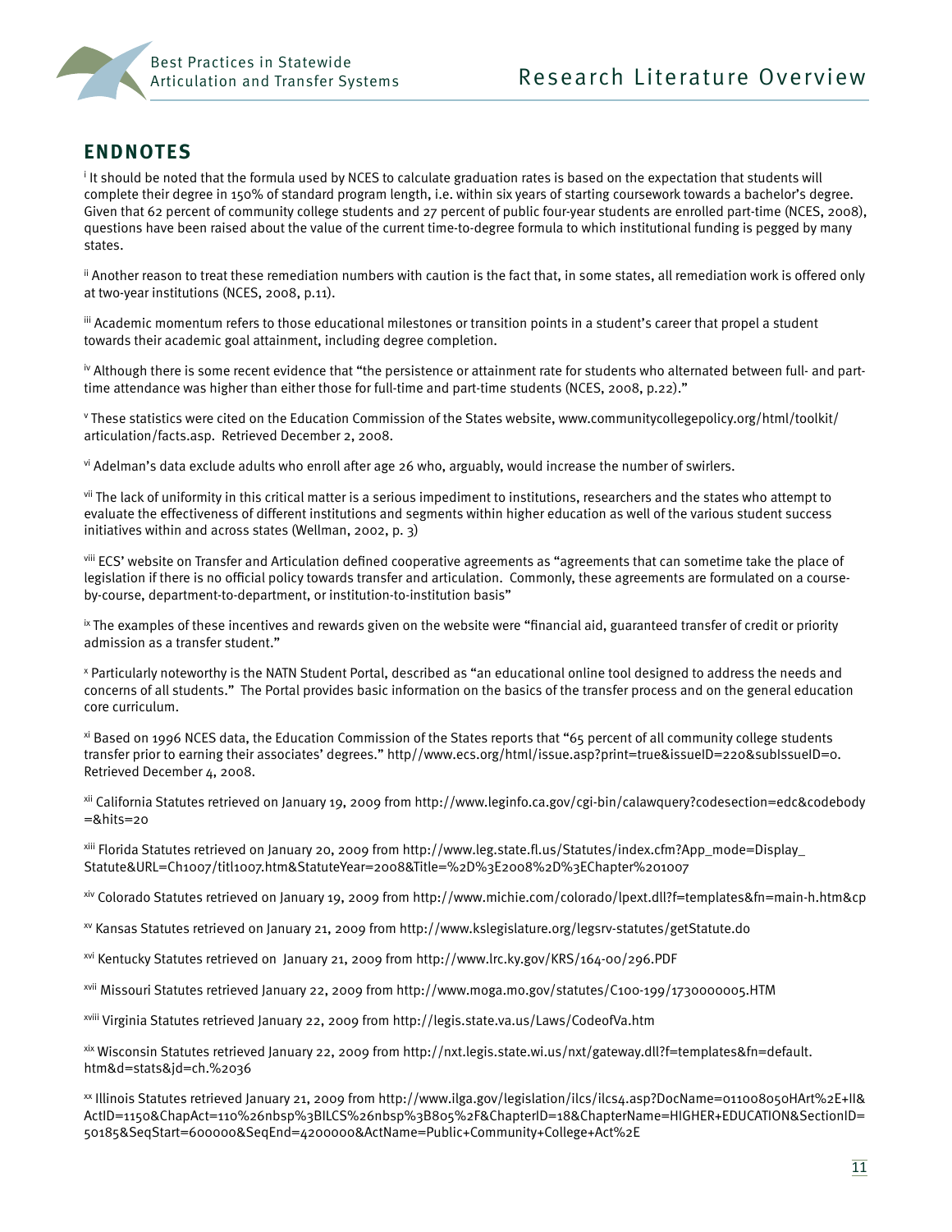## ENDNOTES

[i] It should be noted that the formula used by NCES to calculate graduation rates is based on the expectation that students will complete their degree in 150% of standard program length, i.e. within six years of starting coursework towards a bachelor's degree. Given that 62 percent of community college students and 27 percent of public four-year students are enrolled part-time (NCES, 2008), questions have been raised about the value of the current time-to-degree formula to which institutional funding is pegged by many states.

[ii] Another reason to treat these remediation numbers with caution is the fact that, in some states, all remediation work is offered only at two-year institutions (NCES, 2008, p.11).

[iii] Academic momentum refers to those educational milestones or transition points in a student's career that propel a student towards their academic goal attainment, including degree completion.

[iv] Although there is some recent evidence that "the persistence or attainment rate for students who alternated between full- and part-time attendance was higher than either those for full-time and part-time students (NCES, 2008, p.22)."

[v] These statistics were cited on the Education Commission of the States website, www.communitycollegepolicy.org/html/toolkit/articulation/facts.asp. Retrieved December 2, 2008.

[vi] Adelman's data exclude adults who enroll after age 26 who, arguably, would increase the number of swirlers.

[vii] The lack of uniformity in this critical matter is a serious impediment to institutions, researchers and the states who attempt to evaluate the effectiveness of different institutions and segments within higher education as well of the various student success initiatives within and across states (Wellman, 2002, p. 3)

[viii] ECS' website on Transfer and Articulation defined cooperative agreements as "agreements that can sometime take the place of legislation if there is no official policy towards transfer and articulation. Commonly, these agreements are formulated on a course-by-course, department-to-department, or institution-to-institution basis"

[ix] The examples of these incentives and rewards given on the website were "financial aid, guaranteed transfer of credit or priority admission as a transfer student."

[x] Particularly noteworthy is the NATN Student Portal, described as "an educational online tool designed to address the needs and concerns of all students." The Portal provides basic information on the basics of the transfer process and on the general education core curriculum.

[xi] Based on 1996 NCES data, the Education Commission of the States reports that "65 percent of all community college students transfer prior to earning their associates' degrees." http//www.ecs.org/html/issue.asp?print=true&issueID=220&subIssueID=0. Retrieved December 4, 2008.

[xii] California Statutes retrieved on January 19, 2009 from http://www.leginfo.ca.gov/cgi-bin/calawquery?codesection=edc&codebody=&hits=20

[xiii] Florida Statutes retrieved on January 20, 2009 from http://www.leg.state.fl.us/Statutes/index.cfm?App_mode=Display_Statute&URL=Ch1007/titl1007.htm&StatuteYear=2008&Title=%2D%3E2008%2D%3EChapter%201007

[xiv] Colorado Statutes retrieved on January 19, 2009 from http://www.michie.com/colorado/lpext.dll?f=templates&fn=main-h.htm&cp

[xv] Kansas Statutes retrieved on January 21, 2009 from http://www.kslegislature.org/legsrv-statutes/getStatute.do

[xvi] Kentucky Statutes retrieved on January 21, 2009 from http://www.lrc.ky.gov/KRS/164-00/296.PDF

[xvii] Missouri Statutes retrieved January 22, 2009 from http://www.moga.mo.gov/statutes/C100-199/1730000005.HTM

[xviii] Virginia Statutes retrieved January 22, 2009 from http://legis.state.va.us/Laws/CodeofVa.htm

[xix] Wisconsin Statutes retrieved January 22, 2009 from http://nxt.legis.state.wi.us/nxt/gateway.dll?f=templates&fn=default.htm&d=stats&jd=ch.%2036

[xx] Illinois Statutes retrieved January 21, 2009 from http://www.ilga.gov/legislation/ilcs/ilcs4.asp?DocName=011008050HArt%2E+II&ActID=1150&ChapAct=110%26nbsp%3BILCS%26nbsp%3B805%2F&ChapterID=18&ChapterName=HIGHER+EDUCATION&SectionID=50185&SeqStart=600000&SeqEnd=4200000&ActName=Public+Community+College+Act%2E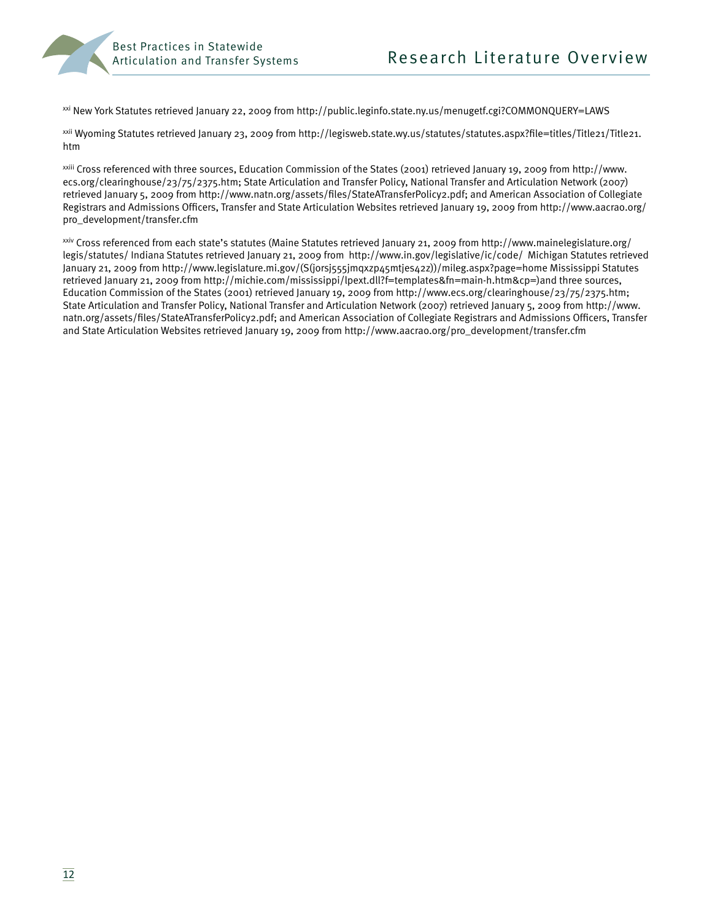[xxi] New York Statutes retrieved January 22, 2009 from http://public.leginfo.state.ny.us/menugetf.cgi?COMMONQUERY=LAWS

[xxii] Wyoming Statutes retrieved January 23, 2009 from http://legisweb.state.wy.us/statutes/statutes.aspx?file=titles/Title21/Title21.htm

[xxiii] Cross referenced with three sources, Education Commission of the States (2001) retrieved January 19, 2009 from http://www.ecs.org/clearinghouse/23/75/2375.htm; State Articulation and Transfer Policy, National Transfer and Articulation Network (2007) retrieved January 5, 2009 from http://www.natn.org/assets/files/StateATransferPolicy2.pdf; and American Association of Collegiate Registrars and Admissions Officers, Transfer and State Articulation Websites retrieved January 19, 2009 from http://www.aacrao.org/pro_development/transfer.cfm

[xxiv] Cross referenced from each state's statutes (Maine Statutes retrieved January 21, 2009 from http://www.mainelegislature.org/legis/statutes/ Indiana Statutes retrieved January 21, 2009 from http://www.in.gov/legislative/ic/code/ Michigan Statutes retrieved January 21, 2009 from http://www.legislature.mi.gov/(S(jorsj555jmqxzp45mtjes42z))/mileg.aspx?page=home Mississippi Statutes retrieved January 21, 2009 from http://michie.com/mississippi/lpext.dll?f=templates&fn=main-h.htm&cp=)and three sources, Education Commission of the States (2001) retrieved January 19, 2009 from http://www.ecs.org/clearinghouse/23/75/2375.htm; State Articulation and Transfer Policy, National Transfer and Articulation Network (2007) retrieved January 5, 2009 from http://www.natn.org/assets/files/StateATransferPolicy2.pdf; and American Association of Collegiate Registrars and Admissions Officers, Transfer and State Articulation Websites retrieved January 19, 2009 from http://www.aacrao.org/pro_development/transfer.cfm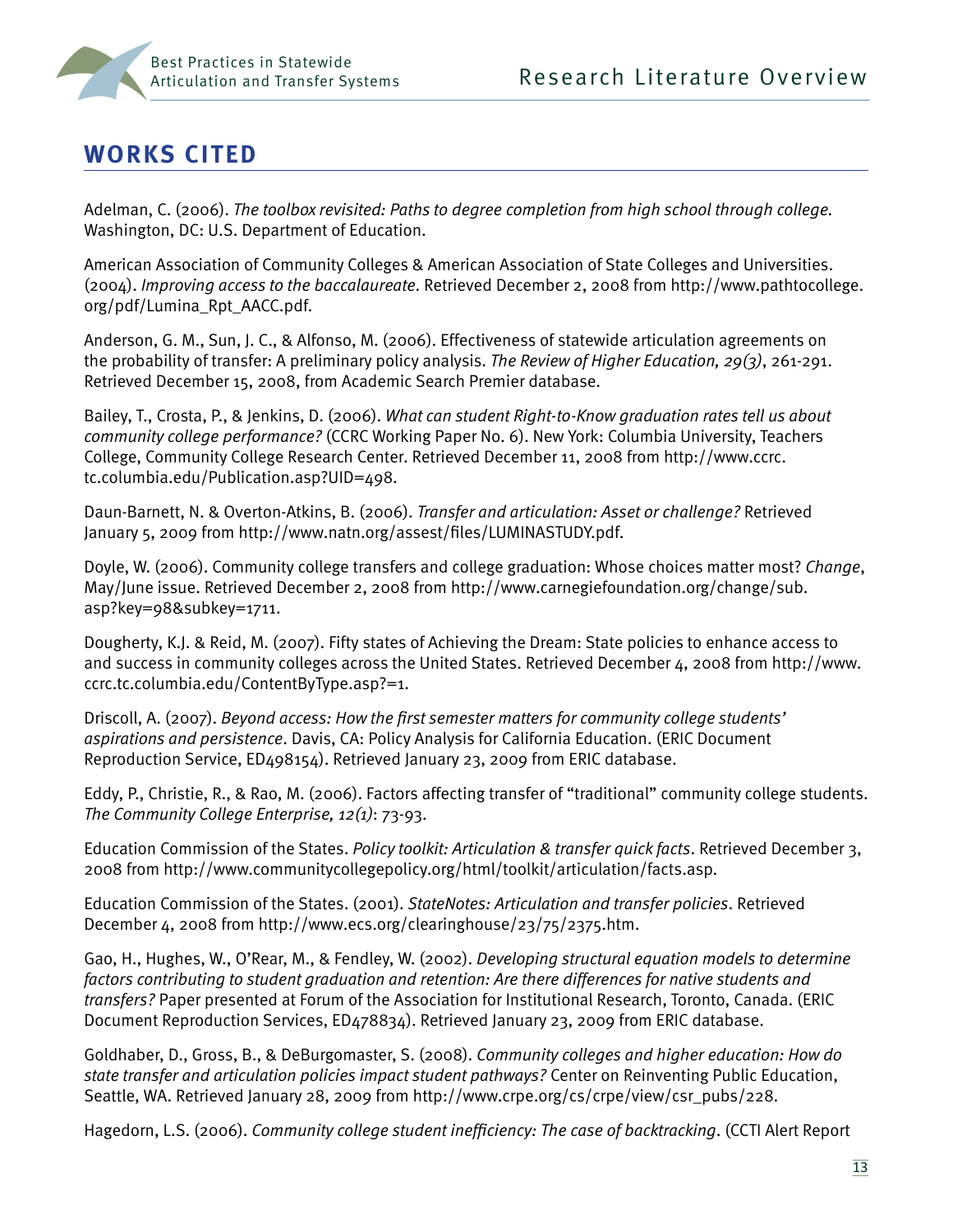## WORKS CITED

Adelman, C. (2006). *The toolbox revisited: Paths to degree completion from high school through college.* Washington, DC: U.S. Department of Education.

American Association of Community Colleges & American Association of State Colleges and Universities. (2004). *Improving access to the baccalaureate*. Retrieved December 2, 2008 from http://www.pathtocollege.org/pdf/Lumina_Rpt_AACC.pdf.

Anderson, G. M., Sun, J. C., & Alfonso, M. (2006). Effectiveness of statewide articulation agreements on the probability of transfer: A preliminary policy analysis. *The Review of Higher Education, 29(3)*, 261-291. Retrieved December 15, 2008, from Academic Search Premier database.

Bailey, T., Crosta, P., & Jenkins, D. (2006). *What can student Right-to-Know graduation rates tell us about community college performance?* (CCRC Working Paper No. 6). New York: Columbia University, Teachers College, Community College Research Center. Retrieved December 11, 2008 from http://www.ccrc.tc.columbia.edu/Publication.asp?UID=498.

Daun-Barnett, N. & Overton-Atkins, B. (2006). *Transfer and articulation: Asset or challenge?* Retrieved January 5, 2009 from http://www.natn.org/assest/files/LUMINASTUDY.pdf.

Doyle, W. (2006). Community college transfers and college graduation: Whose choices matter most? *Change*, May/June issue. Retrieved December 2, 2008 from http://www.carnegiefoundation.org/change/sub.asp?key=98&subkey=1711.

Dougherty, K.J. & Reid, M. (2007). Fifty states of Achieving the Dream: State policies to enhance access to and success in community colleges across the United States. Retrieved December 4, 2008 from http://www.ccrc.tc.columbia.edu/ContentByType.asp?=1.

Driscoll, A. (2007). *Beyond access: How the first semester matters for community college students' aspirations and persistence*. Davis, CA: Policy Analysis for California Education. (ERIC Document Reproduction Service, ED498154). Retrieved January 23, 2009 from ERIC database.

Eddy, P., Christie, R., & Rao, M. (2006). Factors affecting transfer of "traditional" community college students. *The Community College Enterprise, 12(1)*: 73-93.

Education Commission of the States. *Policy toolkit: Articulation & transfer quick facts*. Retrieved December 3, 2008 from http://www.communitycollegepolicy.org/html/toolkit/articulation/facts.asp.

Education Commission of the States. (2001). *StateNotes: Articulation and transfer policies*. Retrieved December 4, 2008 from http://www.ecs.org/clearinghouse/23/75/2375.htm.

Gao, H., Hughes, W., O'Rear, M., & Fendley, W. (2002). *Developing structural equation models to determine factors contributing to student graduation and retention: Are there differences for native students and transfers?* Paper presented at Forum of the Association for Institutional Research, Toronto, Canada. (ERIC Document Reproduction Services, ED478834). Retrieved January 23, 2009 from ERIC database.

Goldhaber, D., Gross, B., & DeBurgomaster, S. (2008). *Community colleges and higher education: How do state transfer and articulation policies impact student pathways?* Center on Reinventing Public Education, Seattle, WA. Retrieved January 28, 2009 from http://www.crpe.org/cs/crpe/view/csr_pubs/228.

Hagedorn, L.S. (2006). *Community college student inefficiency: The case of backtracking*. (CCTI Alert Report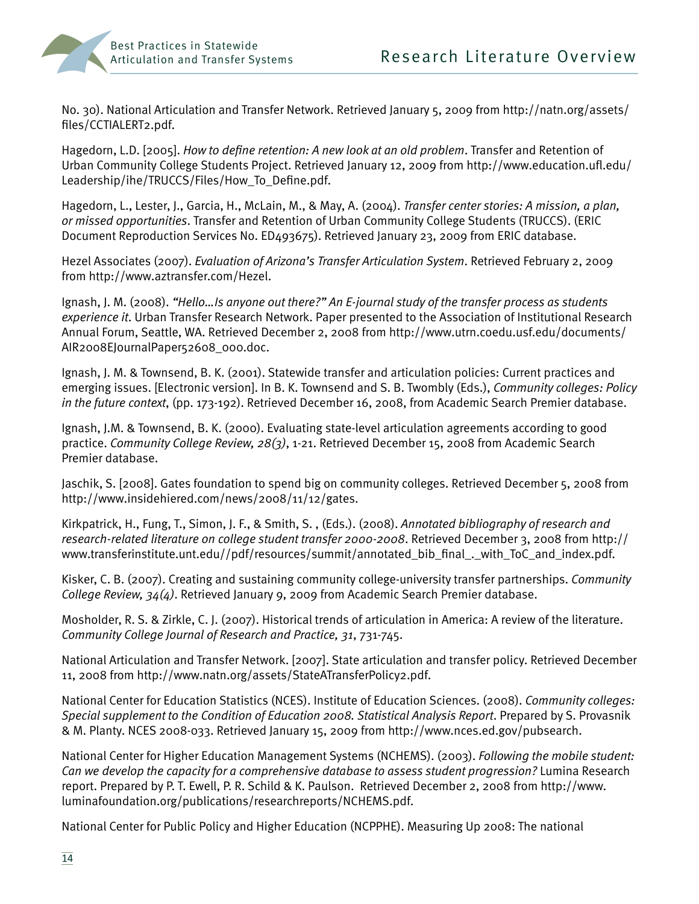No. 30). National Articulation and Transfer Network. Retrieved January 5, 2009 from http://natn.org/assets/files/CCTIALERT2.pdf.

Hagedorn, L.D. [2005]. *How to define retention: A new look at an old problem*. Transfer and Retention of Urban Community College Students Project. Retrieved January 12, 2009 from http://www.education.ufl.edu/Leadership/ihe/TRUCCS/Files/How_To_Define.pdf.

Hagedorn, L., Lester, J., Garcia, H., McLain, M., & May, A. (2004). *Transfer center stories: A mission, a plan, or missed opportunities*. Transfer and Retention of Urban Community College Students (TRUCCS). (ERIC Document Reproduction Services No. ED493675). Retrieved January 23, 2009 from ERIC database.

Hezel Associates (2007). *Evaluation of Arizona's Transfer Articulation System*. Retrieved February 2, 2009 from http://www.aztransfer.com/Hezel.

Ignash, J. M. (2008). *"Hello…Is anyone out there?" An E-journal study of the transfer process as students experience it*. Urban Transfer Research Network. Paper presented to the Association of Institutional Research Annual Forum, Seattle, WA. Retrieved December 2, 2008 from http://www.utrn.coedu.usf.edu/documents/AIR2008EJournalPaper52608_000.doc.

Ignash, J. M. & Townsend, B. K. (2001). Statewide transfer and articulation policies: Current practices and emerging issues. [Electronic version]. In B. K. Townsend and S. B. Twombly (Eds.), *Community colleges: Policy in the future context*, (pp. 173-192). Retrieved December 16, 2008, from Academic Search Premier database.

Ignash, J.M. & Townsend, B. K. (2000). Evaluating state-level articulation agreements according to good practice. *Community College Review, 28(3)*, 1-21. Retrieved December 15, 2008 from Academic Search Premier database.

Jaschik, S. [2008]. Gates foundation to spend big on community colleges. Retrieved December 5, 2008 from http://www.insidehiered.com/news/2008/11/12/gates.

Kirkpatrick, H., Fung, T., Simon, J. F., & Smith, S. , (Eds.). (2008). *Annotated bibliography of research and research-related literature on college student transfer 2000-2008*. Retrieved December 3, 2008 from http://www.transferinstitute.unt.edu//pdf/resources/summit/annotated_bib_final_._with_ToC_and_index.pdf.

Kisker, C. B. (2007). Creating and sustaining community college-university transfer partnerships. *Community College Review, 34(4)*. Retrieved January 9, 2009 from Academic Search Premier database.

Mosholder, R. S. & Zirkle, C. J. (2007). Historical trends of articulation in America: A review of the literature. *Community College Journal of Research and Practice, 31*, 731-745.

National Articulation and Transfer Network. [2007]. State articulation and transfer policy. Retrieved December 11, 2008 from http://www.natn.org/assets/StateATransferPolicy2.pdf.

National Center for Education Statistics (NCES). Institute of Education Sciences. (2008). *Community colleges: Special supplement to the Condition of Education 2008. Statistical Analysis Report*. Prepared by S. Provasnik & M. Planty. NCES 2008-033. Retrieved January 15, 2009 from http://www.nces.ed.gov/pubsearch.

National Center for Higher Education Management Systems (NCHEMS). (2003). *Following the mobile student: Can we develop the capacity for a comprehensive database to assess student progression?* Lumina Research report. Prepared by P. T. Ewell, P. R. Schild & K. Paulson. Retrieved December 2, 2008 from http://www.luminafoundation.org/publications/researchreports/NCHEMS.pdf.

National Center for Public Policy and Higher Education (NCPPHE). Measuring Up 2008: The national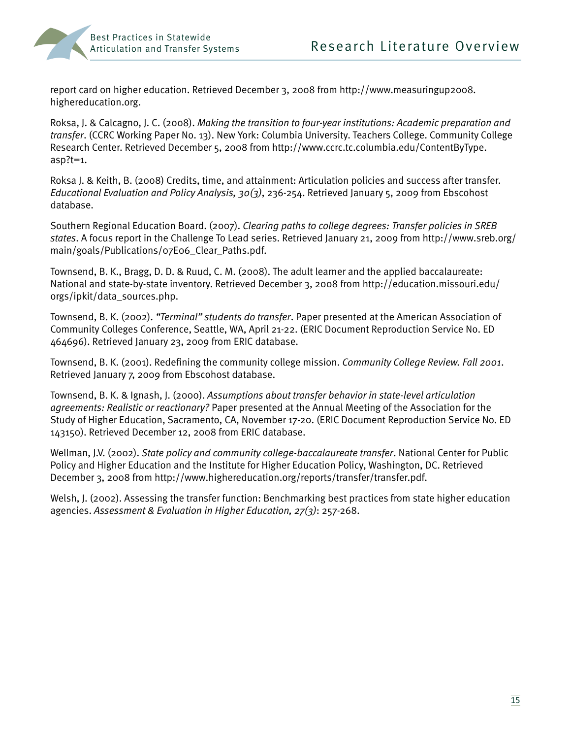report card on higher education. Retrieved December 3, 2008 from http://www.measuringup2008.highereducation.org.

Roksa, J. & Calcagno, J. C. (2008). *Making the transition to four-year institutions: Academic preparation and transfer*. (CCRC Working Paper No. 13). New York: Columbia University. Teachers College. Community College Research Center. Retrieved December 5, 2008 from http://www.ccrc.tc.columbia.edu/ContentByType.asp?t=1.

Roksa J. & Keith, B. (2008) Credits, time, and attainment: Articulation policies and success after transfer. *Educational Evaluation and Policy Analysis, 30(3)*, 236-254. Retrieved January 5, 2009 from Ebscohost database.

Southern Regional Education Board. (2007). *Clearing paths to college degrees: Transfer policies in SREB states*. A focus report in the Challenge To Lead series. Retrieved January 21, 2009 from http://www.sreb.org/main/goals/Publications/07E06_Clear_Paths.pdf.

Townsend, B. K., Bragg, D. D. & Ruud, C. M. (2008). The adult learner and the applied baccalaureate: National and state-by-state inventory. Retrieved December 3, 2008 from http://education.missouri.edu/orgs/ipkit/data_sources.php.

Townsend, B. K. (2002). *"Terminal" students do transfer*. Paper presented at the American Association of Community Colleges Conference, Seattle, WA, April 21-22. (ERIC Document Reproduction Service No. ED 464696). Retrieved January 23, 2009 from ERIC database.

Townsend, B. K. (2001). Redefining the community college mission. *Community College Review. Fall 2001*. Retrieved January 7, 2009 from Ebscohost database.

Townsend, B. K. & Ignash, J. (2000). *Assumptions about transfer behavior in state-level articulation agreements: Realistic or reactionary?* Paper presented at the Annual Meeting of the Association for the Study of Higher Education, Sacramento, CA, November 17-20. (ERIC Document Reproduction Service No. ED 143150). Retrieved December 12, 2008 from ERIC database.

Wellman, J.V. (2002). *State policy and community college-baccalaureate transfer*. National Center for Public Policy and Higher Education and the Institute for Higher Education Policy, Washington, DC. Retrieved December 3, 2008 from http://www.highereducation.org/reports/transfer/transfer.pdf.

Welsh, J. (2002). Assessing the transfer function: Benchmarking best practices from state higher education agencies. *Assessment & Evaluation in Higher Education, 27(3)*: 257-268.